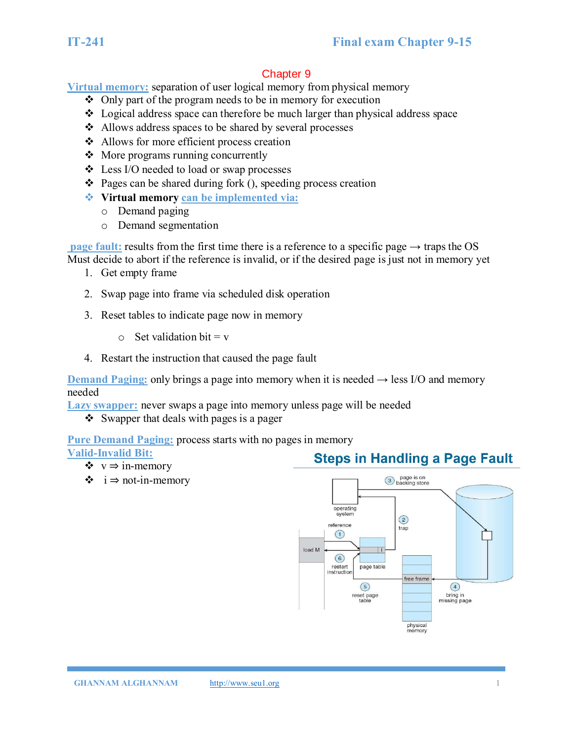## Chapter 9

**Virtual memory:** separation of user logical memory from physical memory

- Only part of the program needs to be in memory for execution
- Logical address space can therefore be much larger than physical address space
- Allows address spaces to be shared by several processes
- Allows for more efficient process creation
- More programs running concurrently
- Less I/O needed to load or swap processes
- Pages can be shared during fork (), speeding process creation
- **Virtual memory** can be implemented via:
  - Demand paging
  - Demand segmentation

**page fault:** results from the first time there is a reference to a specific page → traps the OS
Must decide to abort if the reference is invalid, or if the desired page is just not in memory yet

1. Get empty frame
2. Swap page into frame via scheduled disk operation
3. Reset tables to indicate page now in memory
   - Set validation bit = v
4. Restart the instruction that caused the page fault

**Demand Paging:** only brings a page into memory when it is needed → less I/O and memory needed

**Lazy swapper:** never swaps a page into memory unless page will be needed

- Swapper that deals with pages is a pager

**Pure Demand Paging:** process starts with no pages in memory

**Valid-Invalid Bit:**

- v ⇒ in-memory
- i ⇒ not-in-memory

### Steps in Handling a Page Fault

1. reference (load M → page table)
2. trap (to operating system)
3. page is on backing store
4. bring in missing page (to free frame in physical memory)
5. reset page table
6. restart instruction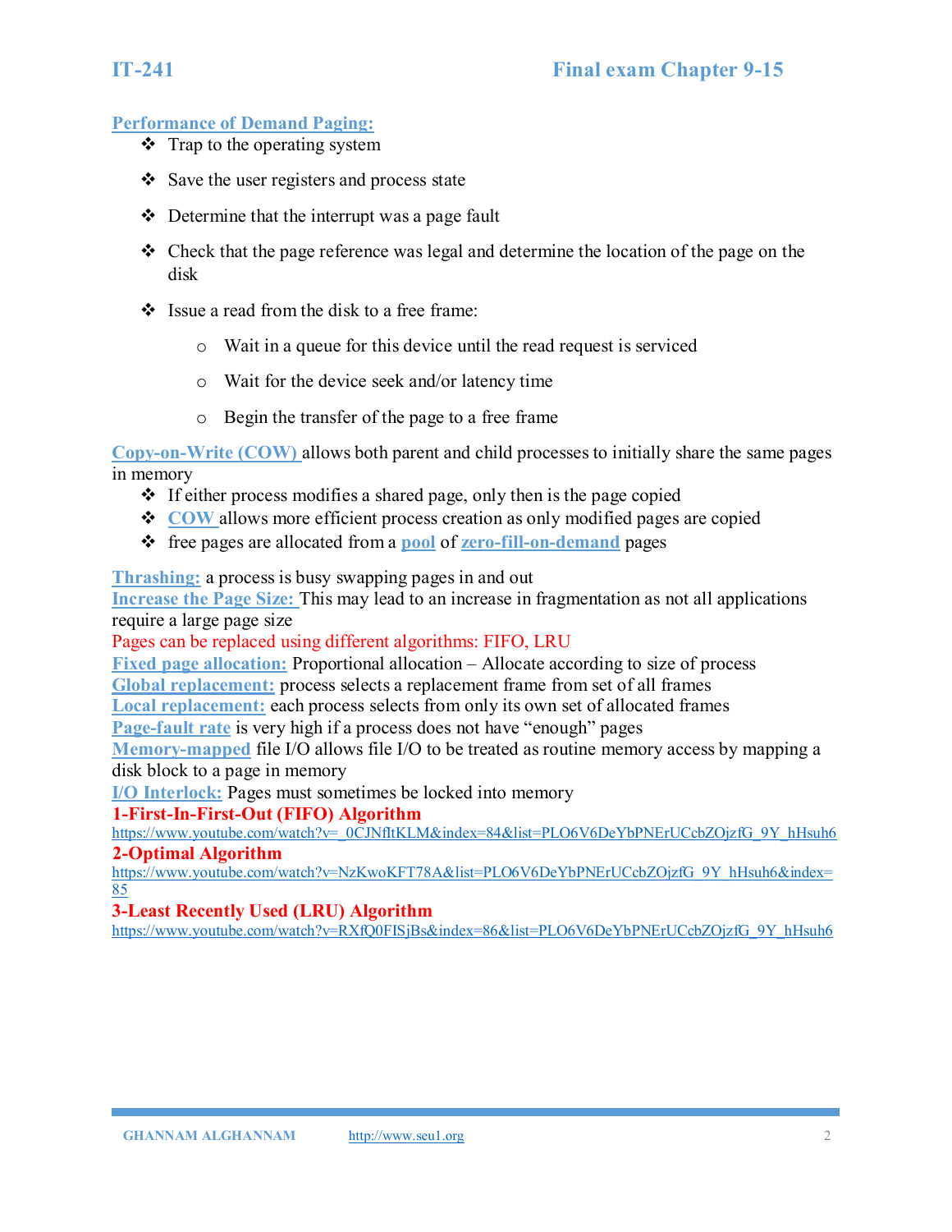**Performance of Demand Paging:**

- Trap to the operating system
- Save the user registers and process state
- Determine that the interrupt was a page fault
- Check that the page reference was legal and determine the location of the page on the disk
- Issue a read from the disk to a free frame:
  - Wait in a queue for this device until the read request is serviced
  - Wait for the device seek and/or latency time
  - Begin the transfer of the page to a free frame

**Copy-on-Write (COW)** allows both parent and child processes to initially share the same pages in memory

- If either process modifies a shared page, only then is the page copied
- **COW** allows more efficient process creation as only modified pages are copied
- free pages are allocated from a **pool** of **zero-fill-on-demand** pages

**Thrashing:** a process is busy swapping pages in and out
**Increase the Page Size:** This may lead to an increase in fragmentation as not all applications require a large page size
Pages can be replaced using different algorithms: FIFO, LRU
**Fixed page allocation:** Proportional allocation – Allocate according to size of process
**Global replacement:** process selects a replacement frame from set of all frames
**Local replacement:** each process selects from only its own set of allocated frames
**Page-fault rate** is very high if a process does not have "enough" pages
**Memory-mapped** file I/O allows file I/O to be treated as routine memory access by mapping a disk block to a page in memory
**I/O Interlock:** Pages must sometimes be locked into memory

**1-First-In-First-Out (FIFO) Algorithm**
https://www.youtube.com/watch?v=_0CJNflItKLM&index=84&list=PLO6V6DeYbPNErUCcbZOjzfG_9Y_hHsuh6

**2-Optimal Algorithm**
https://www.youtube.com/watch?v=NzKwoKFT78A&list=PLO6V6DeYbPNErUCcbZOjzfG_9Y_hHsuh6&index=85

**3-Least Recently Used (LRU) Algorithm**
https://www.youtube.com/watch?v=RXfQ0FISjBs&index=86&list=PLO6V6DeYbPNErUCcbZOjzfG_9Y_hHsuh6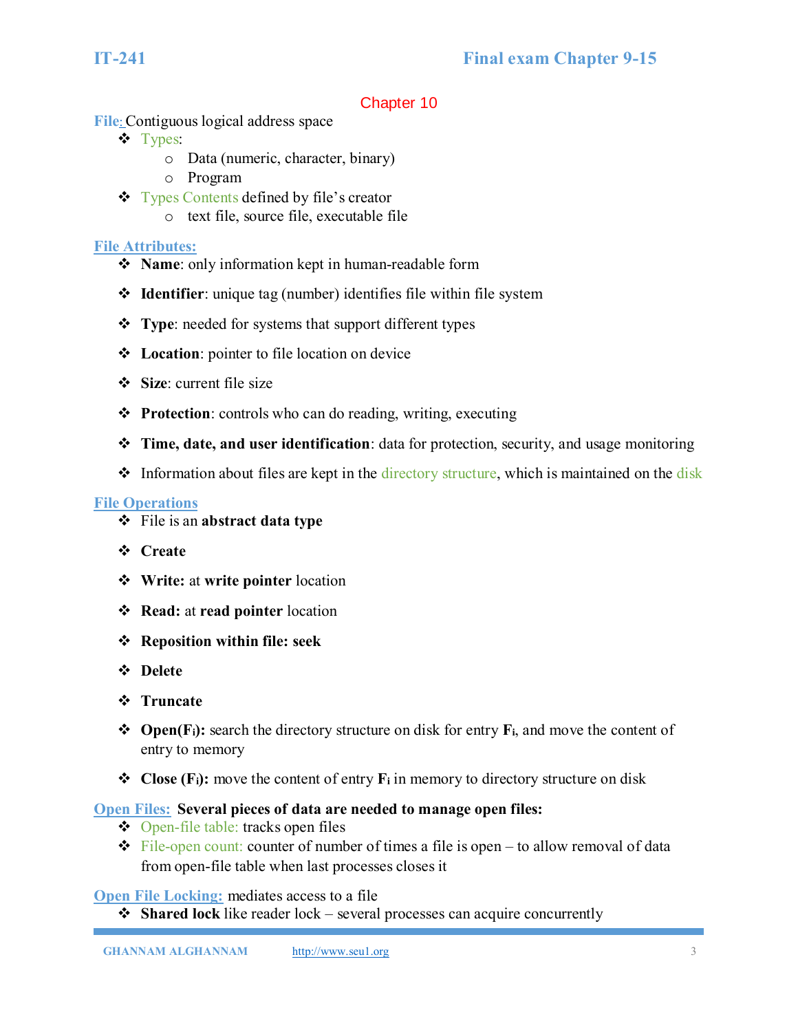## Chapter 10

**File:** Contiguous logical address space

- Types:
  - Data (numeric, character, binary)
  - Program
- Types Contents defined by file's creator
  - text file, source file, executable file

**File Attributes:**

- **Name**: only information kept in human-readable form
- **Identifier**: unique tag (number) identifies file within file system
- **Type**: needed for systems that support different types
- **Location**: pointer to file location on device
- **Size**: current file size
- **Protection**: controls who can do reading, writing, executing
- **Time, date, and user identification**: data for protection, security, and usage monitoring
- Information about files are kept in the directory structure, which is maintained on the disk

**File Operations**

- File is an **abstract data type**
- **Create**
- **Write:** at **write pointer** location
- **Read:** at **read pointer** location
- **Reposition within file: seek**
- **Delete**
- **Truncate**
- **Open($F_i$):** search the directory structure on disk for entry $F_i$, and move the content of entry to memory
- **Close ($F_i$):** move the content of entry $F_i$ in memory to directory structure on disk

**Open Files:** **Several pieces of data are needed to manage open files:**

- Open-file table: tracks open files
- File-open count: counter of number of times a file is open – to allow removal of data from open-file table when last processes closes it

**Open File Locking:** mediates access to a file

- **Shared lock** like reader lock – several processes can acquire concurrently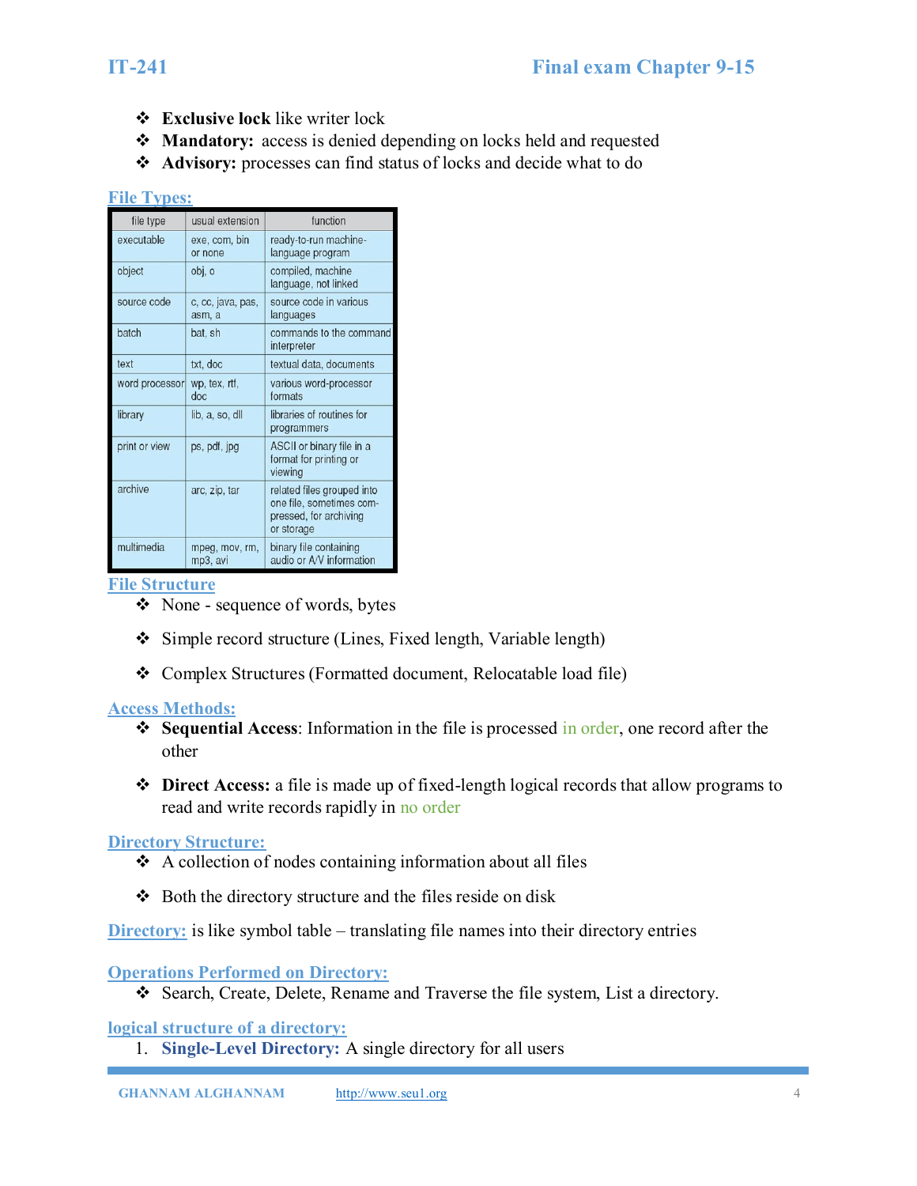- **Exclusive lock** like writer lock
- **Mandatory:** access is denied depending on locks held and requested
- **Advisory:** processes can find status of locks and decide what to do

## File Types:

| file type | usual extension | function |
|---|---|---|
| executable | exe, com, bin or none | ready-to-run machine-language program |
| object | obj, o | compiled, machine language, not linked |
| source code | c, cc, java, pas, asm, a | source code in various languages |
| batch | bat, sh | commands to the command interpreter |
| text | txt, doc | textual data, documents |
| word processor | wp, tex, rtf, doc | various word-processor formats |
| library | lib, a, so, dll | libraries of routines for programmers |
| print or view | ps, pdf, jpg | ASCII or binary file in a format for printing or viewing |
| archive | arc, zip, tar | related files grouped into one file, sometimes compressed, for archiving or storage |
| multimedia | mpeg, mov, rm, mp3, avi | binary file containing audio or A/V information |

## File Structure

- None - sequence of words, bytes
- Simple record structure (Lines, Fixed length, Variable length)
- Complex Structures (Formatted document, Relocatable load file)

## Access Methods:

- **Sequential Access**: Information in the file is processed in order, one record after the other
- **Direct Access:** a file is made up of fixed-length logical records that allow programs to read and write records rapidly in no order

## Directory Structure:

- A collection of nodes containing information about all files
- Both the directory structure and the files reside on disk

**Directory:** is like symbol table – translating file names into their directory entries

## Operations Performed on Directory:

- Search, Create, Delete, Rename and Traverse the file system, List a directory.

## logical structure of a directory:

1. **Single-Level Directory:** A single directory for all users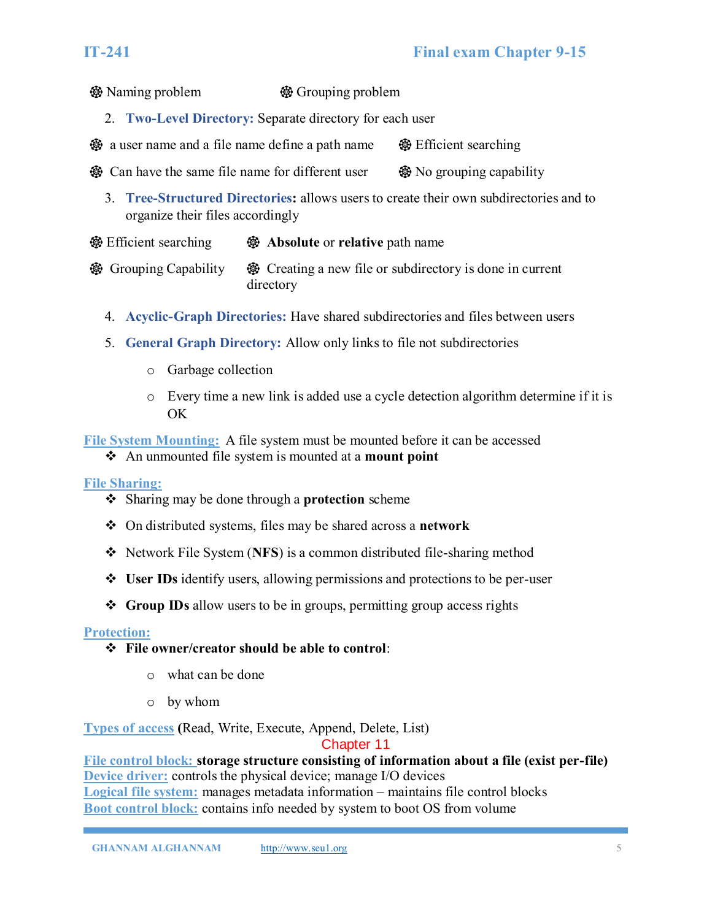- Naming problem
- Grouping problem

2. **Two-Level Directory:** Separate directory for each user

- a user name and a file name define a path name
- Efficient searching
- Can have the same file name for different user
- No grouping capability

3. **Tree-Structured Directories:** allows users to create their own subdirectories and to organize their files accordingly

- Efficient searching
- **Absolute** or **relative** path name
- Grouping Capability
- Creating a new file or subdirectory is done in current directory

4. **Acyclic-Graph Directories:** Have shared subdirectories and files between users

5. **General Graph Directory:** Allow only links to file not subdirectories

   - Garbage collection
   - Every time a new link is added use a cycle detection algorithm determine if it is OK

**File System Mounting:** A file system must be mounted before it can be accessed

- An unmounted file system is mounted at a **mount point**

**File Sharing:**

- Sharing may be done through a **protection** scheme
- On distributed systems, files may be shared across a **network**
- Network File System (**NFS**) is a common distributed file-sharing method
- **User IDs** identify users, allowing permissions and protections to be per-user
- **Group IDs** allow users to be in groups, permitting group access rights

**Protection:**

- **File owner/creator should be able to control**:
   - what can be done
   - by whom

**Types of access** (Read, Write, Execute, Append, Delete, List)

## Chapter 11

**File control block:** **storage structure consisting of information about a file (exist per-file)**
**Device driver:** controls the physical device; manage I/O devices
**Logical file system:** manages metadata information – maintains file control blocks
**Boot control block:** contains info needed by system to boot OS from volume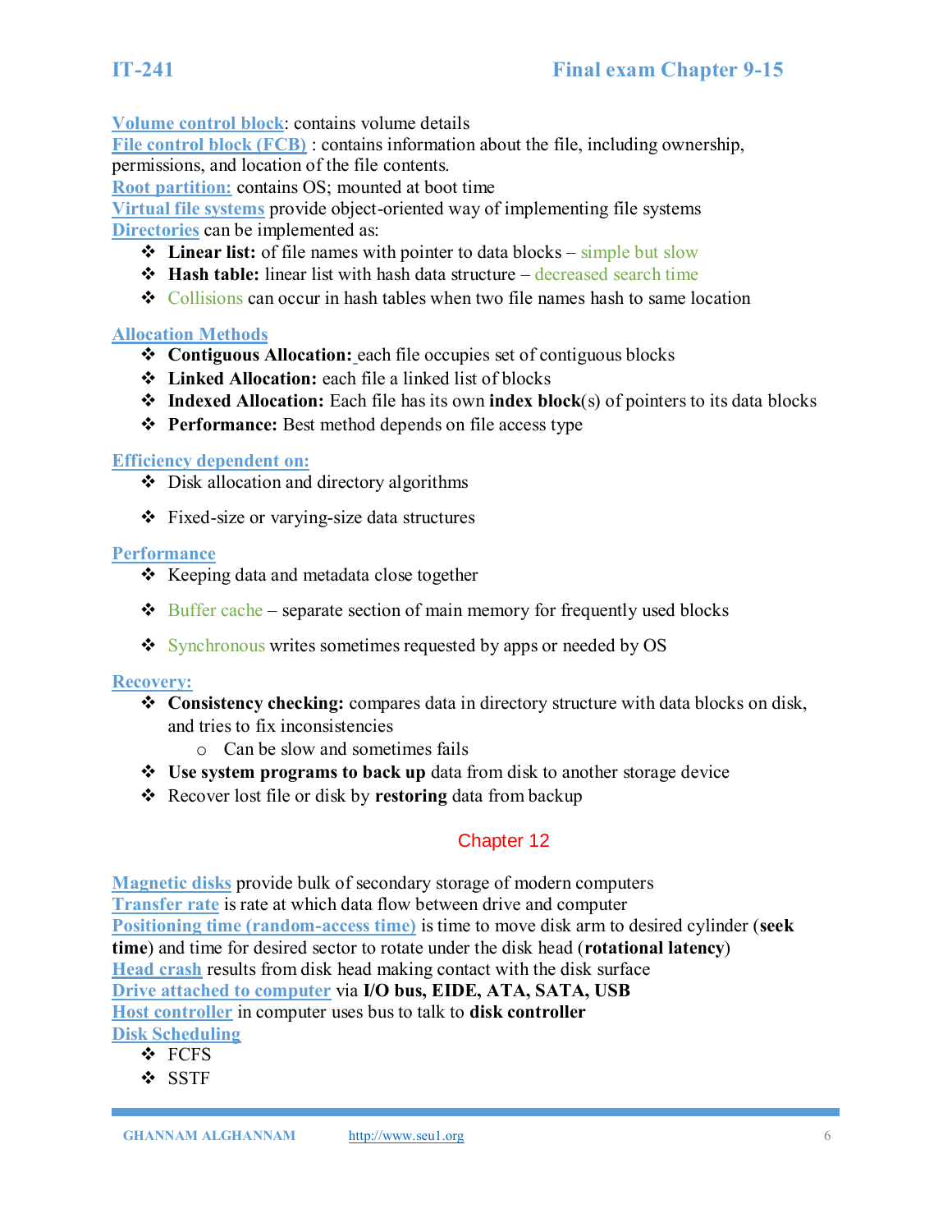**Volume control block**: contains volume details
**File control block (FCB)** : contains information about the file, including ownership, permissions, and location of the file contents.
**Root partition:** contains OS; mounted at boot time
**Virtual file systems** provide object-oriented way of implementing file systems
**Directories** can be implemented as:

- **Linear list:** of file names with pointer to data blocks – simple but slow
- **Hash table:** linear list with hash data structure – decreased search time
- Collisions can occur in hash tables when two file names hash to same location

**Allocation Methods**

- **Contiguous Allocation:** each file occupies set of contiguous blocks
- **Linked Allocation:** each file a linked list of blocks
- **Indexed Allocation:** Each file has its own **index block**(s) of pointers to its data blocks
- **Performance:** Best method depends on file access type

**Efficiency dependent on:**

- Disk allocation and directory algorithms
- Fixed-size or varying-size data structures

**Performance**

- Keeping data and metadata close together
- Buffer cache – separate section of main memory for frequently used blocks
- Synchronous writes sometimes requested by apps or needed by OS

**Recovery:**

- **Consistency checking:** compares data in directory structure with data blocks on disk, and tries to fix inconsistencies
  - Can be slow and sometimes fails
- **Use system programs to back up** data from disk to another storage device
- Recover lost file or disk by **restoring** data from backup

## Chapter 12

**Magnetic disks** provide bulk of secondary storage of modern computers
**Transfer rate** is rate at which data flow between drive and computer
**Positioning time (random-access time)** is time to move disk arm to desired cylinder (**seek time**) and time for desired sector to rotate under the disk head (**rotational latency**)
**Head crash** results from disk head making contact with the disk surface
**Drive attached to computer** via **I/O bus, EIDE, ATA, SATA, USB**
**Host controller** in computer uses bus to talk to **disk controller**
**Disk Scheduling**

- FCFS
- SSTF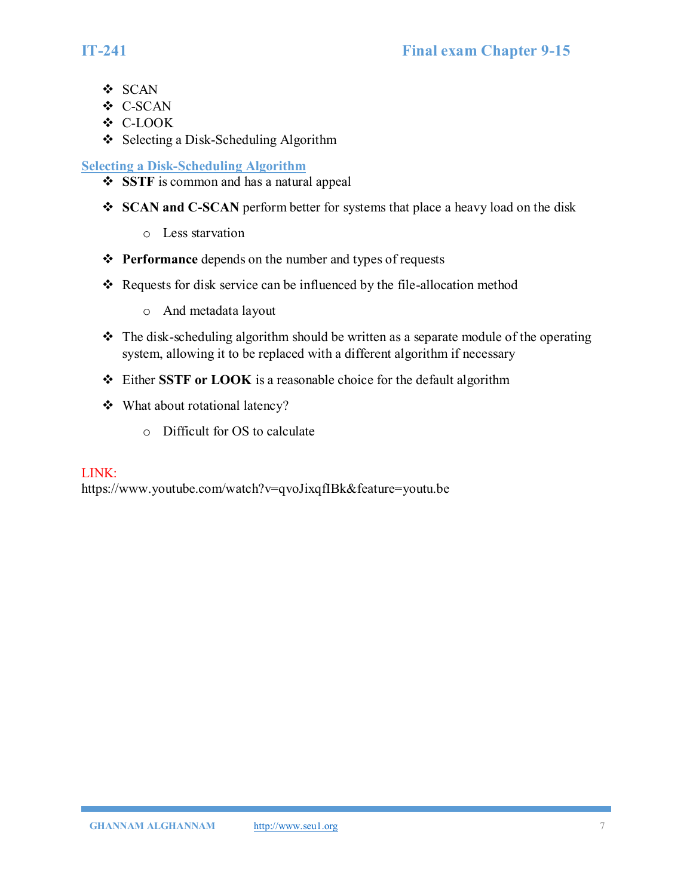- SCAN
- C-SCAN
- C-LOOK
- Selecting a Disk-Scheduling Algorithm

## Selecting a Disk-Scheduling Algorithm

- **SSTF** is common and has a natural appeal
- **SCAN and C-SCAN** perform better for systems that place a heavy load on the disk
    - Less starvation
- **Performance** depends on the number and types of requests
- Requests for disk service can be influenced by the file-allocation method
    - And metadata layout
- The disk-scheduling algorithm should be written as a separate module of the operating system, allowing it to be replaced with a different algorithm if necessary
- Either **SSTF or LOOK** is a reasonable choice for the default algorithm
- What about rotational latency?
    - Difficult for OS to calculate

LINK:
https://www.youtube.com/watch?v=qvoJixqfIBk&feature=youtu.be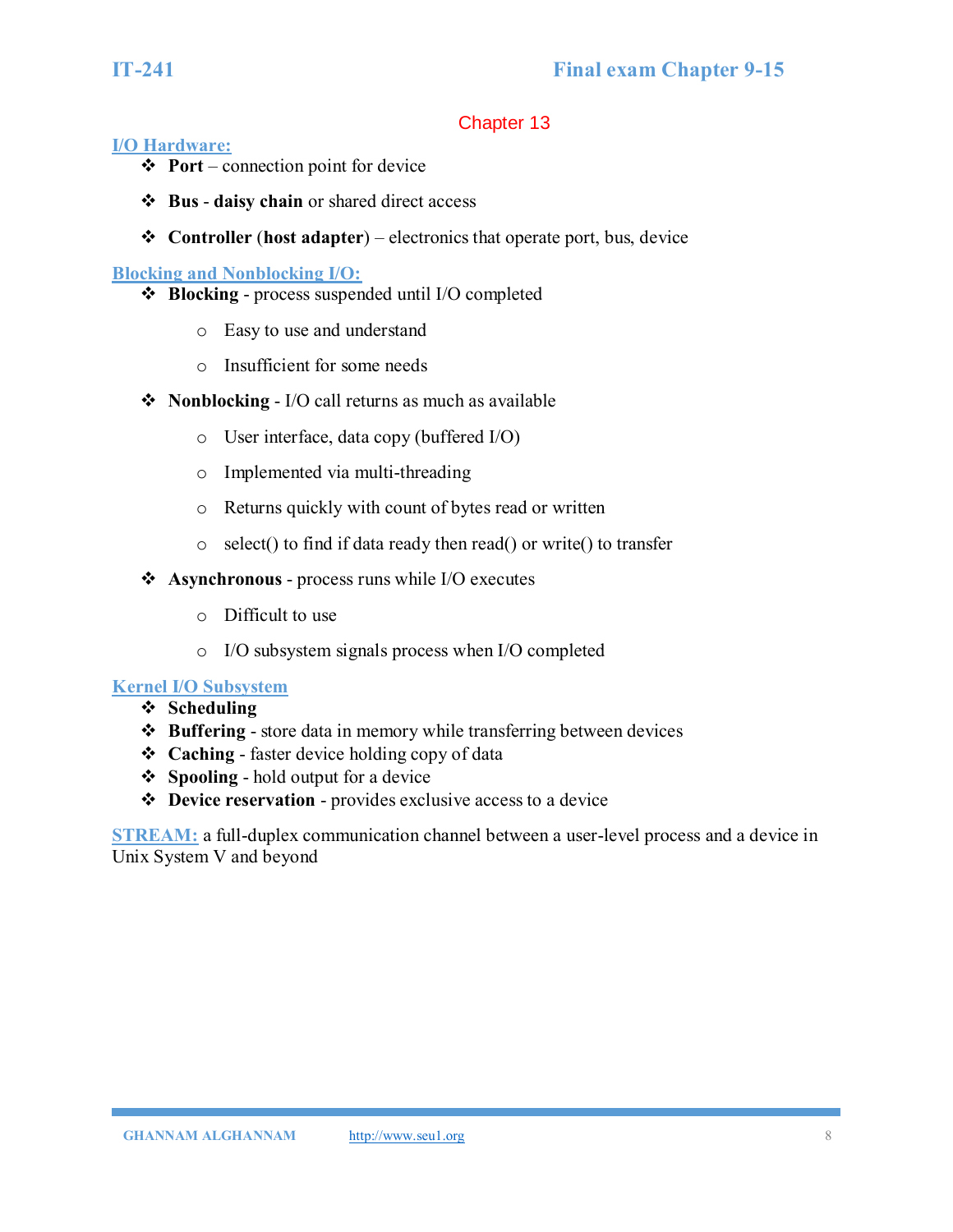## Chapter 13

### I/O Hardware:

- **Port** – connection point for device
- **Bus** - **daisy chain** or shared direct access
- **Controller** (**host adapter**) – electronics that operate port, bus, device

### Blocking and Nonblocking I/O:

- **Blocking** - process suspended until I/O completed
  - Easy to use and understand
  - Insufficient for some needs
- **Nonblocking** - I/O call returns as much as available
  - User interface, data copy (buffered I/O)
  - Implemented via multi-threading
  - Returns quickly with count of bytes read or written
  - select() to find if data ready then read() or write() to transfer
- **Asynchronous** - process runs while I/O executes
  - Difficult to use
  - I/O subsystem signals process when I/O completed

### Kernel I/O Subsystem

- **Scheduling**
- **Buffering** - store data in memory while transferring between devices
- **Caching** - faster device holding copy of data
- **Spooling** - hold output for a device
- **Device reservation** - provides exclusive access to a device

**STREAM:** a full-duplex communication channel between a user-level process and a device in Unix System V and beyond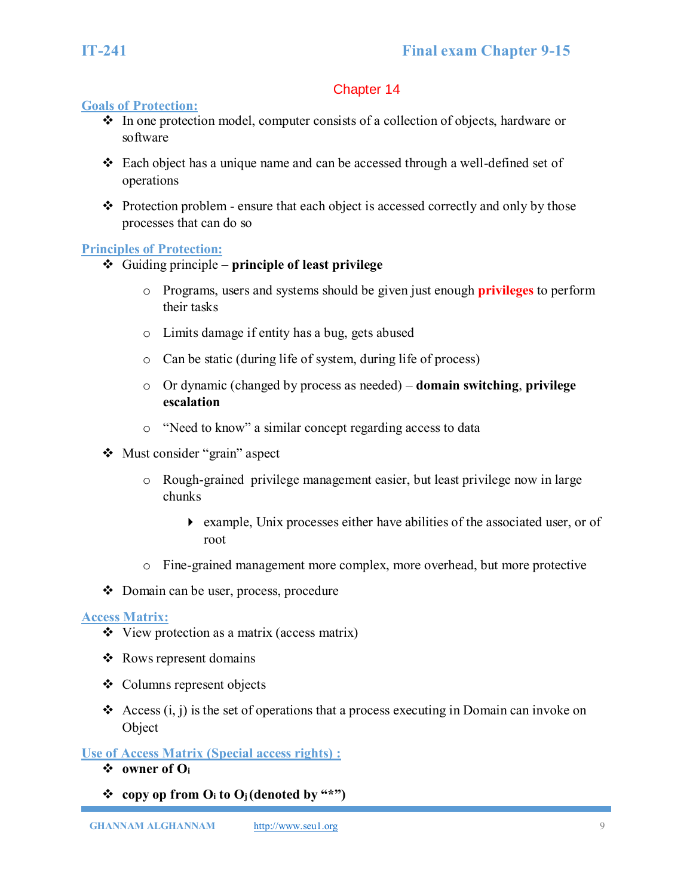## Chapter 14

### Goals of Protection:

- In one protection model, computer consists of a collection of objects, hardware or software
- Each object has a unique name and can be accessed through a well-defined set of operations
- Protection problem - ensure that each object is accessed correctly and only by those processes that can do so

### Principles of Protection:

- Guiding principle – **principle of least privilege**
  - Programs, users and systems should be given just enough **privileges** to perform their tasks
  - Limits damage if entity has a bug, gets abused
  - Can be static (during life of system, during life of process)
  - Or dynamic (changed by process as needed) – **domain switching**, **privilege escalation**
  - "Need to know" a similar concept regarding access to data
- Must consider "grain" aspect
  - Rough-grained privilege management easier, but least privilege now in large chunks
    - example, Unix processes either have abilities of the associated user, or of root
  - Fine-grained management more complex, more overhead, but more protective
- Domain can be user, process, procedure

### Access Matrix:

- View protection as a matrix (access matrix)
- Rows represent domains
- Columns represent objects
- Access (i, j) is the set of operations that a process executing in Domain can invoke on Object

### Use of Access Matrix (Special access rights) :

- **owner of $O_i$**
- **copy op from $O_i$ to $O_j$ (denoted by "*")**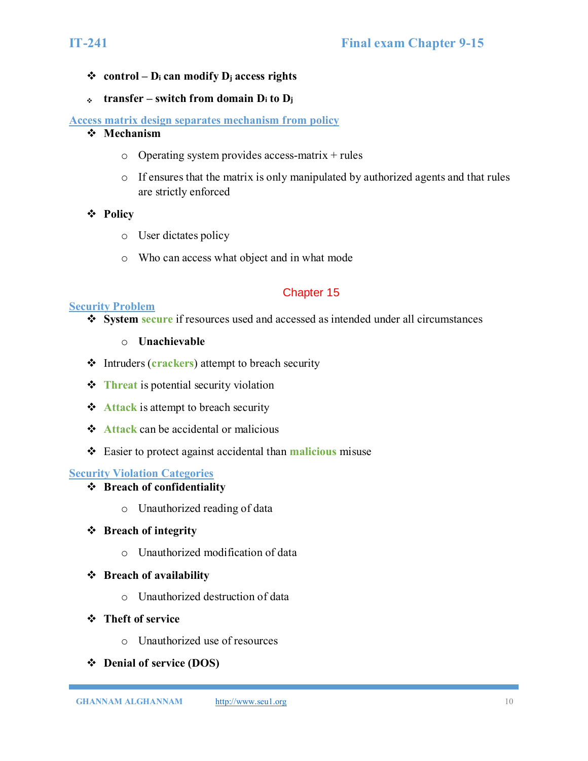- **control – $D_i$ can modify $D_j$ access rights**
- **transfer – switch from domain $D_i$ to $D_j$**

## Access matrix design separates mechanism from policy

- **Mechanism**
    - Operating system provides access-matrix + rules
    - If ensures that the matrix is only manipulated by authorized agents and that rules are strictly enforced
- **Policy**
    - User dictates policy
    - Who can access what object and in what mode

# Chapter 15

## Security Problem

- **System secure** if resources used and accessed as intended under all circumstances
    - **Unachievable**
- Intruders (**crackers**) attempt to breach security
- **Threat** is potential security violation
- **Attack** is attempt to breach security
- **Attack** can be accidental or malicious
- Easier to protect against accidental than **malicious** misuse

## Security Violation Categories

- **Breach of confidentiality**
    - Unauthorized reading of data
- **Breach of integrity**
    - Unauthorized modification of data
- **Breach of availability**
    - Unauthorized destruction of data
- **Theft of service**
    - Unauthorized use of resources
- **Denial of service (DOS)**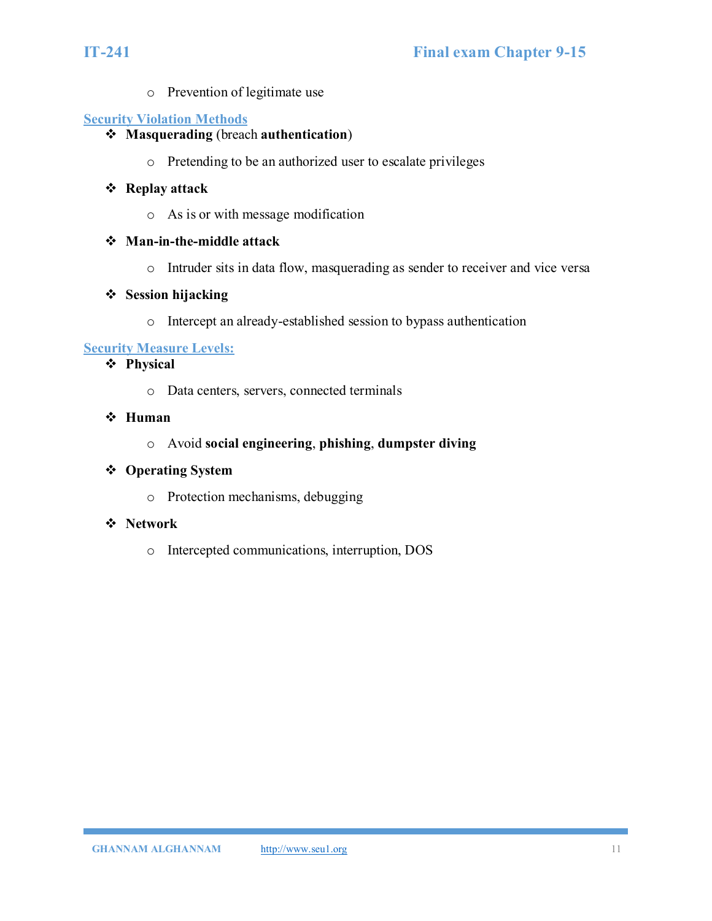- Prevention of legitimate use

## Security Violation Methods

- **Masquerading** (breach **authentication**)
  - Pretending to be an authorized user to escalate privileges
- **Replay attack**
  - As is or with message modification
- **Man-in-the-middle attack**
  - Intruder sits in data flow, masquerading as sender to receiver and vice versa
- **Session hijacking**
  - Intercept an already-established session to bypass authentication

## Security Measure Levels:

- **Physical**
  - Data centers, servers, connected terminals
- **Human**
  - Avoid **social engineering**, **phishing**, **dumpster diving**
- **Operating System**
  - Protection mechanisms, debugging
- **Network**
  - Intercepted communications, interruption, DOS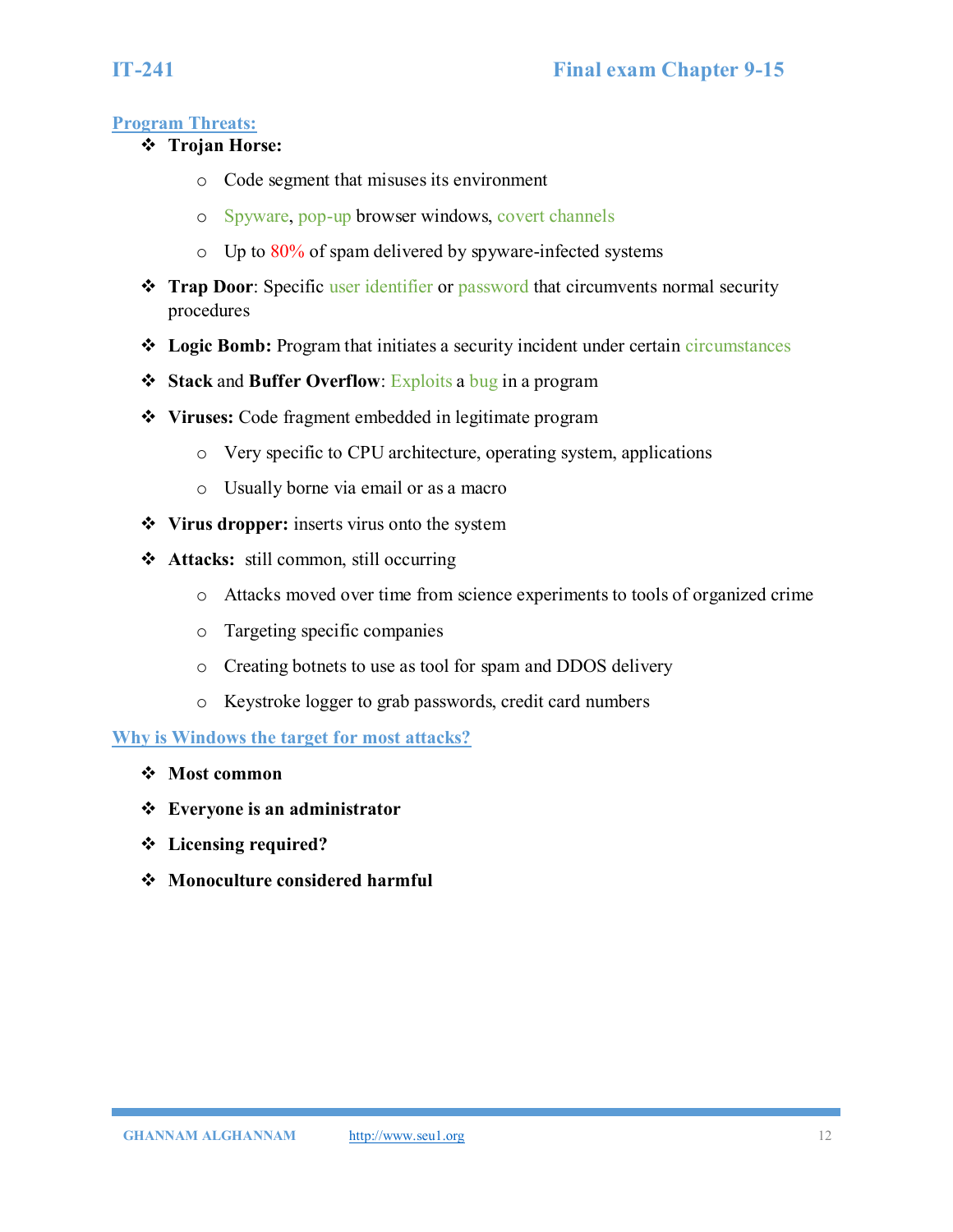## Program Threats:

- **Trojan Horse:**
    - Code segment that misuses its environment
    - Spyware, pop-up browser windows, covert channels
    - Up to 80% of spam delivered by spyware-infected systems
- **Trap Door**: Specific user identifier or password that circumvents normal security procedures
- **Logic Bomb:** Program that initiates a security incident under certain circumstances
- **Stack** and **Buffer Overflow**: Exploits a bug in a program
- **Viruses:** Code fragment embedded in legitimate program
    - Very specific to CPU architecture, operating system, applications
    - Usually borne via email or as a macro
- **Virus dropper:** inserts virus onto the system
- **Attacks:** still common, still occurring
    - Attacks moved over time from science experiments to tools of organized crime
    - Targeting specific companies
    - Creating botnets to use as tool for spam and DDOS delivery
    - Keystroke logger to grab passwords, credit card numbers

## Why is Windows the target for most attacks?

- **Most common**
- **Everyone is an administrator**
- **Licensing required?**
- **Monoculture considered harmful**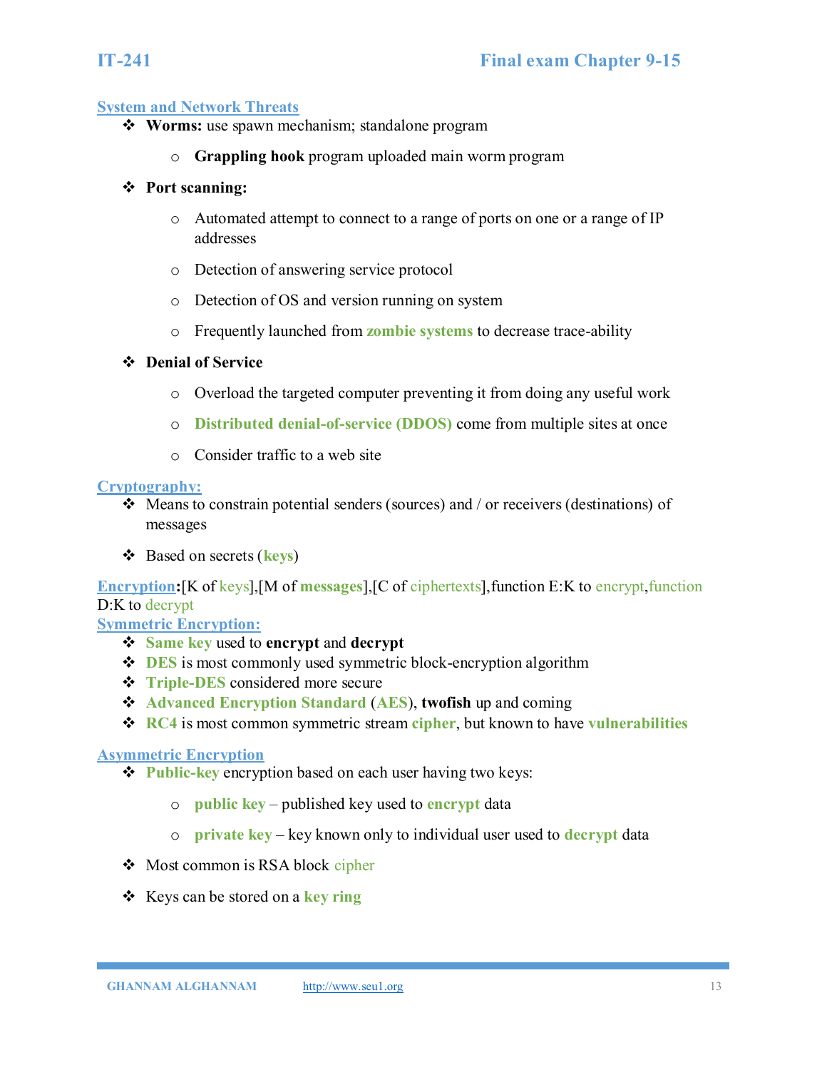## System and Network Threats

- **Worms:** use spawn mechanism; standalone program
    - **Grappling hook** program uploaded main worm program
- **Port scanning:**
    - Automated attempt to connect to a range of ports on one or a range of IP addresses
    - Detection of answering service protocol
    - Detection of OS and version running on system
    - Frequently launched from **zombie systems** to decrease trace-ability
- **Denial of Service**
    - Overload the targeted computer preventing it from doing any useful work
    - **Distributed denial-of-service (DDOS)** come from multiple sites at once
    - Consider traffic to a web site

## Cryptography:

- Means to constrain potential senders (sources) and / or receivers (destinations) of messages
- Based on secrets (**keys**)

**Encryption**:[K of keys],[M of **messages**],[C of ciphertexts],function E:K to encrypt,function D:K to decrypt

## Symmetric Encryption:

- **Same key** used to **encrypt** and **decrypt**
- **DES** is most commonly used symmetric block-encryption algorithm
- **Triple-DES** considered more secure
- **Advanced Encryption Standard** (**AES**), **twofish** up and coming
- **RC4** is most common symmetric stream **cipher**, but known to have **vulnerabilities**

## Asymmetric Encryption

- **Public-key** encryption based on each user having two keys:
    - **public key** – published key used to **encrypt** data
    - **private key** – key known only to individual user used to **decrypt** data
- Most common is RSA block cipher
- Keys can be stored on a **key ring**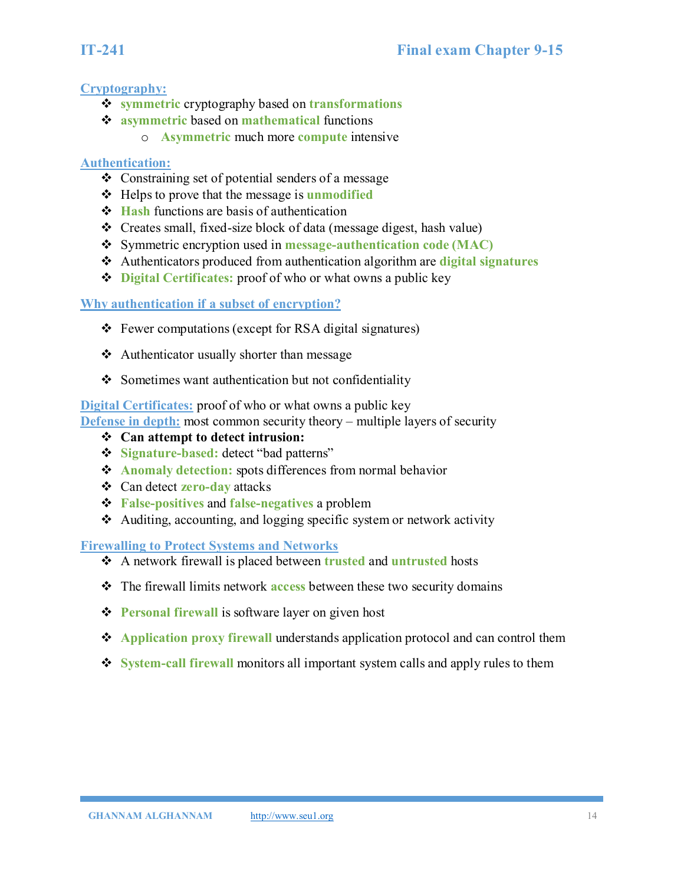## Cryptography:

- **symmetric** cryptography based on **transformations**
- **asymmetric** based on **mathematical** functions
    - **Asymmetric** much more **compute** intensive

## Authentication:

- Constraining set of potential senders of a message
- Helps to prove that the message is **unmodified**
- **Hash** functions are basis of authentication
- Creates small, fixed-size block of data (message digest, hash value)
- Symmetric encryption used in **message-authentication code (MAC)**
- Authenticators produced from authentication algorithm are **digital signatures**
- **Digital Certificates:** proof of who or what owns a public key

## Why authentication if a subset of encryption?

- Fewer computations (except for RSA digital signatures)
- Authenticator usually shorter than message
- Sometimes want authentication but not confidentiality

**Digital Certificates:** proof of who or what owns a public key

**Defense in depth:** most common security theory – multiple layers of security

- **Can attempt to detect intrusion:**
- **Signature-based:** detect "bad patterns"
- **Anomaly detection:** spots differences from normal behavior
- Can detect **zero-day** attacks
- **False-positives** and **false-negatives** a problem
- Auditing, accounting, and logging specific system or network activity

## Firewalling to Protect Systems and Networks

- A network firewall is placed between **trusted** and **untrusted** hosts
- The firewall limits network **access** between these two security domains
- **Personal firewall** is software layer on given host
- **Application proxy firewall** understands application protocol and can control them
- **System-call firewall** monitors all important system calls and apply rules to them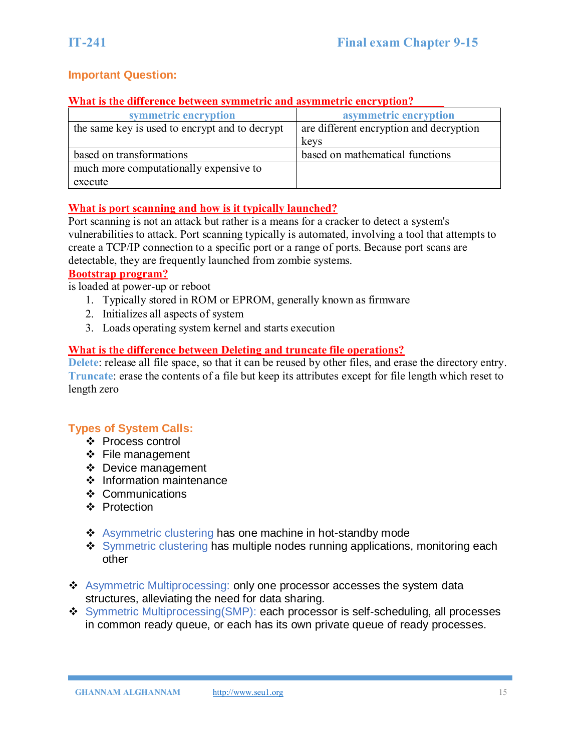## Important Question:

**What is the difference between symmetric and asymmetric encryption?**

| symmetric encryption | asymmetric encryption |
| --- | --- |
| the same key is used to encrypt and to decrypt | are different encryption and decryption keys |
| based on transformations | based on mathematical functions |
| much more computationally expensive to execute | |

**What is port scanning and how is it typically launched?**

Port scanning is not an attack but rather is a means for a cracker to detect a system's vulnerabilities to attack. Port scanning typically is automated, involving a tool that attempts to create a TCP/IP connection to a specific port or a range of ports. Because port scans are detectable, they are frequently launched from zombie systems.

**Bootstrap program?**

is loaded at power-up or reboot

1. Typically stored in ROM or EPROM, generally known as firmware
2. Initializes all aspects of system
3. Loads operating system kernel and starts execution

**What is the difference between Deleting and truncate file operations?**

**Delete**: release all file space, so that it can be reused by other files, and erase the directory entry.
**Truncate**: erase the contents of a file but keep its attributes except for file length which reset to length zero

## Types of System Calls:

- Process control
- File management
- Device management
- Information maintenance
- Communications
- Protection

- Asymmetric clustering has one machine in hot-standby mode
- Symmetric clustering has multiple nodes running applications, monitoring each other

- Asymmetric Multiprocessing: only one processor accesses the system data structures, alleviating the need for data sharing.
- Symmetric Multiprocessing(SMP): each processor is self-scheduling, all processes in common ready queue, or each has its own private queue of ready processes.